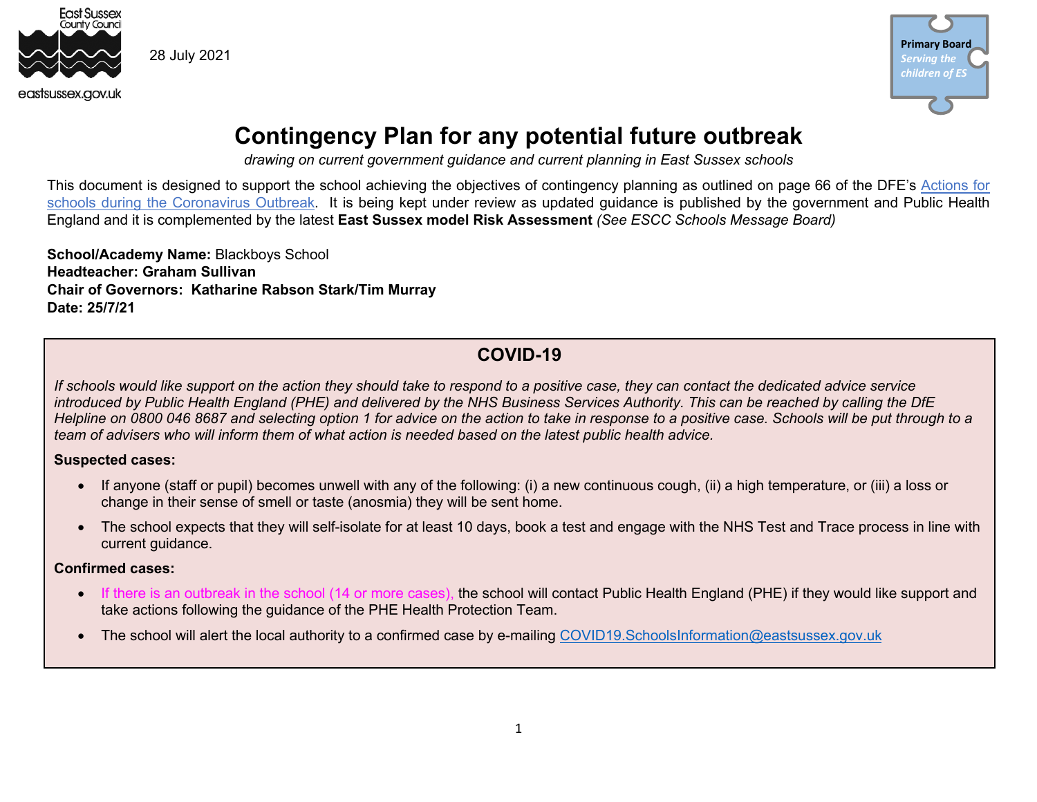East Sussex County Council

eastsussex.gov.uk

28 July 2021

Primary Board *Serving the children of ES*

# Contingency Plan for any potential future outbreak

*drawing on current government guidance and current planning in East Sussex schools*

This document is designed to support the school achieving the objectives of contingency planning as outlined on page 66 of the DFE's Actions for schools during the Coronavirus Outbreak. It is being kept under review as updated guidance is published by the government and Public Health England and it is complemented by the latest **East Sussex model Risk Assessment** *(See ESCC Schools Message Board)*

**School/Academy Name:** Blackboys School
**Headteacher: Graham Sullivan**
**Chair of Governors: Katharine Rabson Stark/Tim Murray**
**Date: 25/7/21**

## COVID-19

*If schools would like support on the action they should take to respond to a positive case, they can contact the dedicated advice service introduced by Public Health England (PHE) and delivered by the NHS Business Services Authority. This can be reached by calling the DfE Helpline on 0800 046 8687 and selecting option 1 for advice on the action to take in response to a positive case. Schools will be put through to a team of advisers who will inform them of what action is needed based on the latest public health advice.*

**Suspected cases:**

- If anyone (staff or pupil) becomes unwell with any of the following: (i) a new continuous cough, (ii) a high temperature, or (iii) a loss or change in their sense of smell or taste (anosmia) they will be sent home.
- The school expects that they will self-isolate for at least 10 days, book a test and engage with the NHS Test and Trace process in line with current guidance.

**Confirmed cases:**

- If there is an outbreak in the school (14 or more cases), the school will contact Public Health England (PHE) if they would like support and take actions following the guidance of the PHE Health Protection Team.
- The school will alert the local authority to a confirmed case by e-mailing COVID19.SchoolsInformation@eastsussex.gov.uk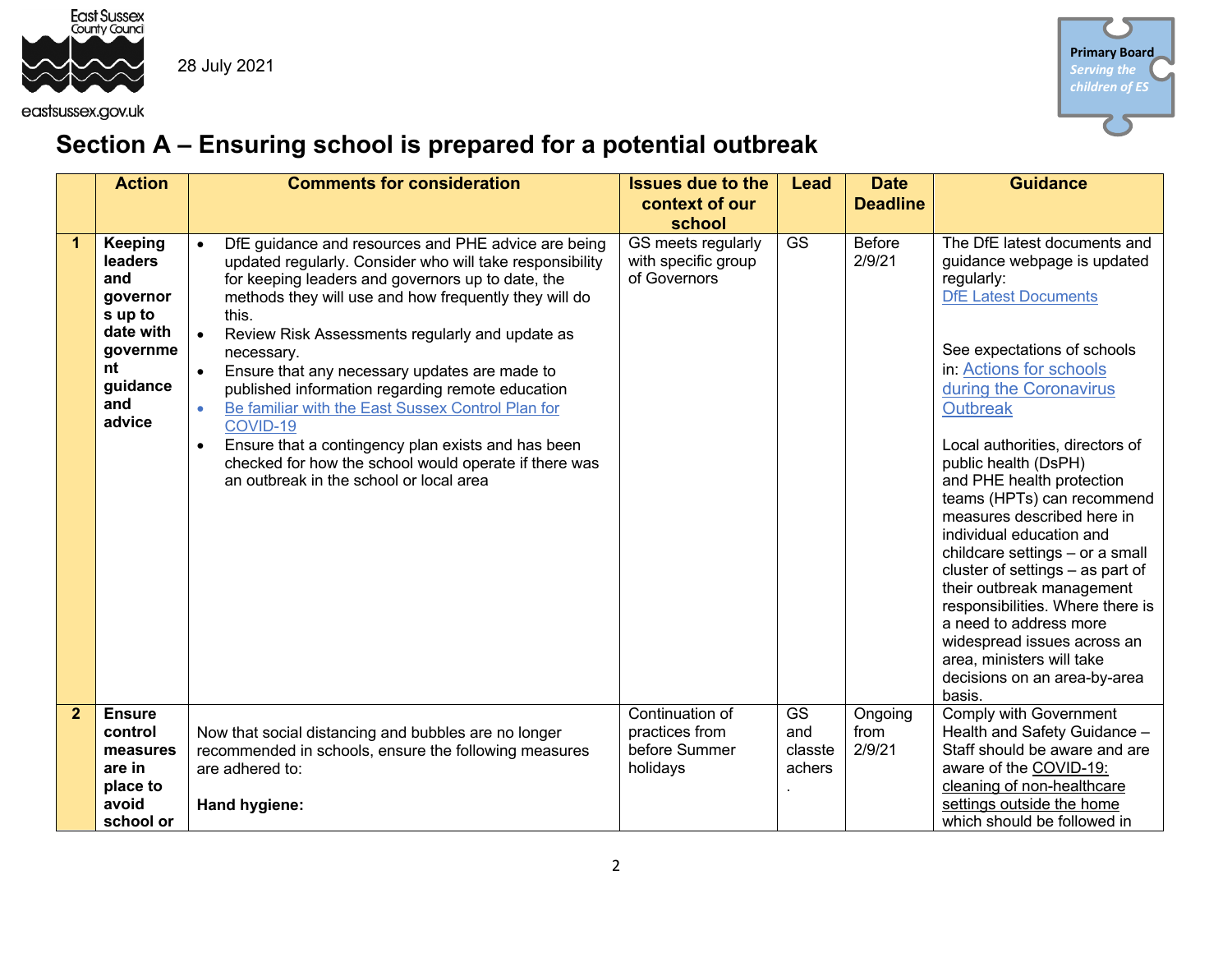28 July 2021

## Section A – Ensuring school is prepared for a potential outbreak

| | Action | Comments for consideration | Issues due to the context of our school | Lead | Date Deadline | Guidance |
|---|---|---|---|---|---|---|
| **1** | **Keeping leaders and governors up to date with government guidance and advice** | • DfE guidance and resources and PHE advice are being updated regularly. Consider who will take responsibility for keeping leaders and governors up to date, the methods they will use and how frequently they will do this.<br>• Review Risk Assessments regularly and update as necessary.<br>• Ensure that any necessary updates are made to published information regarding remote education<br>• Be familiar with the East Sussex Control Plan for COVID-19<br>• Ensure that a contingency plan exists and has been checked for how the school would operate if there was an outbreak in the school or local area | GS meets regularly with specific group of Governors | GS | Before 2/9/21 | The DfE latest documents and guidance webpage is updated regularly:<br>DfE Latest Documents<br><br>See expectations of schools in: Actions for schools during the Coronavirus Outbreak<br><br>Local authorities, directors of public health (DsPH) and PHE health protection teams (HPTs) can recommend measures described here in individual education and childcare settings – or a small cluster of settings – as part of their outbreak management responsibilities. Where there is a need to address more widespread issues across an area, ministers will take decisions on an area-by-area basis. |
| **2** | **Ensure control measures are in place to avoid school or** | Now that social distancing and bubbles are no longer recommended in schools, ensure the following measures are adhered to:<br><br>**Hand hygiene:** | Continuation of practices from before Summer holidays | GS and classteachers. | Ongoing from 2/9/21 | Comply with Government Health and Safety Guidance – Staff should be aware and are aware of the COVID-19: cleaning of non-healthcare settings outside the home which should be followed in |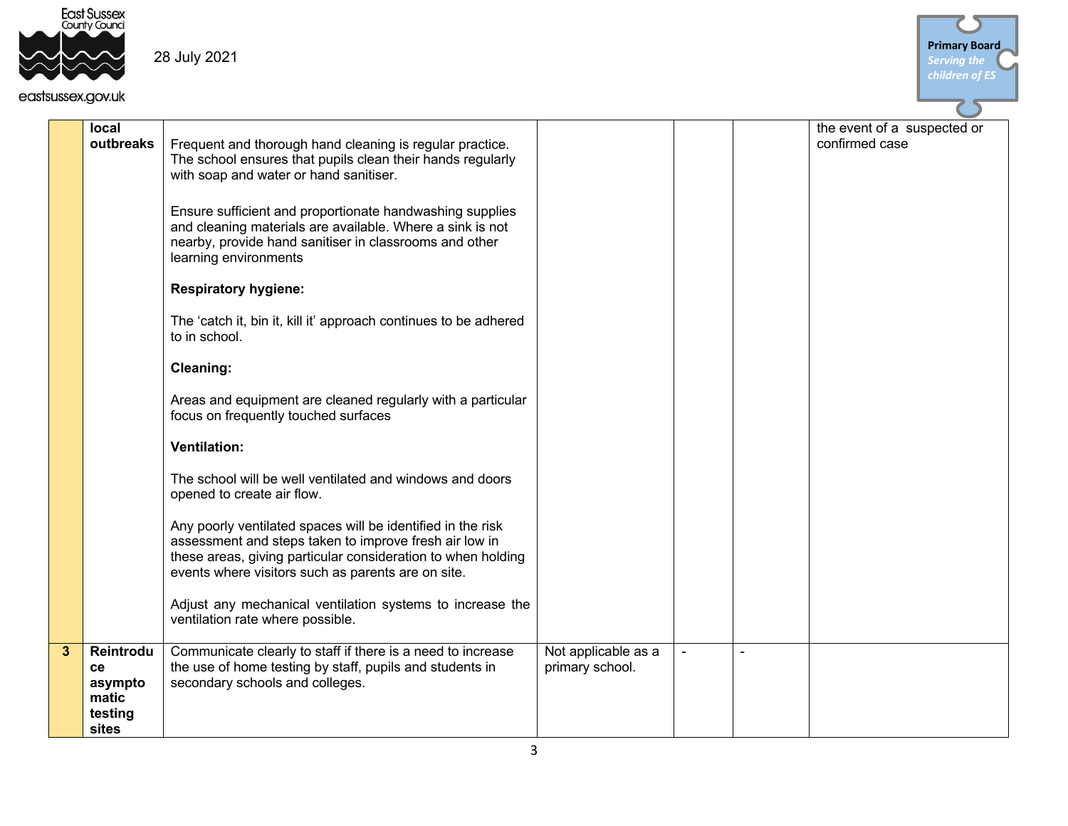| | | | | | | |
|---|---|---|---|---|---|---|
| | **local outbreaks** | Frequent and thorough hand cleaning is regular practice. The school ensures that pupils clean their hands regularly with soap and water or hand sanitiser.<br><br>Ensure sufficient and proportionate handwashing supplies and cleaning materials are available. Where a sink is not nearby, provide hand sanitiser in classrooms and other learning environments<br><br>**Respiratory hygiene:**<br><br>The 'catch it, bin it, kill it' approach continues to be adhered to in school.<br><br>**Cleaning:**<br><br>Areas and equipment are cleaned regularly with a particular focus on frequently touched surfaces<br><br>**Ventilation:**<br><br>The school will be well ventilated and windows and doors opened to create air flow.<br><br>Any poorly ventilated spaces will be identified in the risk assessment and steps taken to improve fresh air low in these areas, giving particular consideration to when holding events where visitors such as parents are on site.<br><br>Adjust any mechanical ventilation systems to increase the ventilation rate where possible. | | | | the event of a suspected or confirmed case |
| **3** | **Reintroduce asymptomatic testing sites** | Communicate clearly to staff if there is a need to increase the use of home testing by staff, pupils and students in secondary schools and colleges. | Not applicable as a primary school. | - | - | |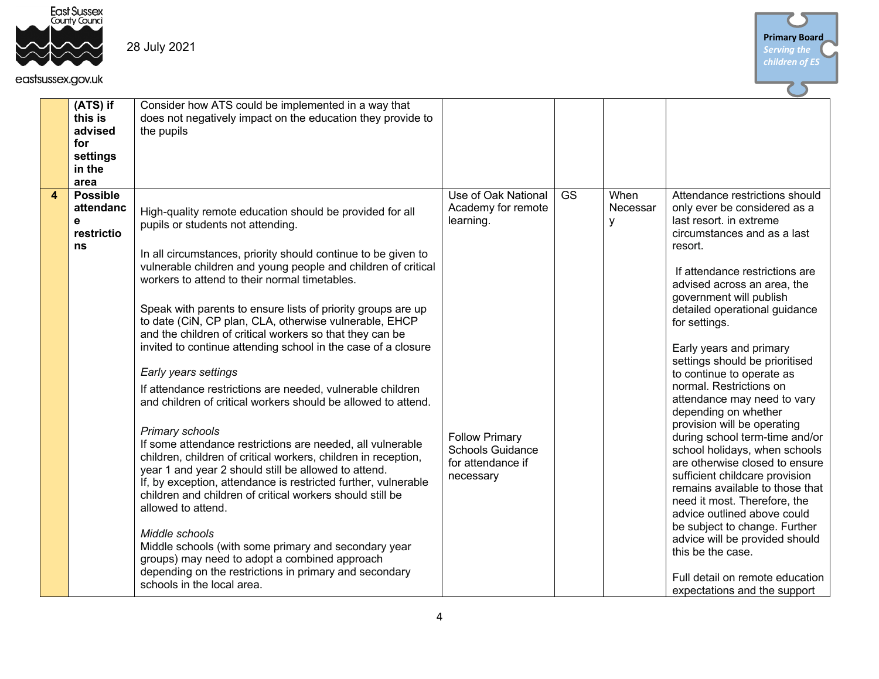| | | | | | | |
|---|---|---|---|---|---|---|
| | **(ATS) if this is advised for settings in the area** | Consider how ATS could be implemented in a way that does not negatively impact on the education they provide to the pupils | | | | |
| **4** | **Possible attendance restrictions** | High-quality remote education should be provided for all pupils or students not attending.<br><br>In all circumstances, priority should continue to be given to vulnerable children and young people and children of critical workers to attend to their normal timetables.<br><br>Speak with parents to ensure lists of priority groups are up to date (CiN, CP plan, CLA, otherwise vulnerable, EHCP and the children of critical workers so that they can be invited to continue attending school in the case of a closure<br><br>*Early years settings*<br>If attendance restrictions are needed, vulnerable children and children of critical workers should be allowed to attend.<br><br>*Primary schools*<br>If some attendance restrictions are needed, all vulnerable children, children of critical workers, children in reception, year 1 and year 2 should still be allowed to attend.<br>If, by exception, attendance is restricted further, vulnerable children and children of critical workers should still be allowed to attend.<br><br>*Middle schools*<br>Middle schools (with some primary and secondary year groups) may need to adopt a combined approach depending on the restrictions in primary and secondary schools in the local area. | Use of Oak National Academy for remote learning.<br><br>Follow Primary Schools Guidance for attendance if necessary | GS | When Necessary | Attendance restrictions should only ever be considered as a last resort. in extreme circumstances and as a last resort.<br><br>If attendance restrictions are advised across an area, the government will publish detailed operational guidance for settings.<br><br>Early years and primary settings should be prioritised to continue to operate as normal. Restrictions on attendance may need to vary depending on whether provision will be operating during school term-time and/or school holidays, when schools are otherwise closed to ensure sufficient childcare provision remains available to those that need it most. Therefore, the advice outlined above could be subject to change. Further advice will be provided should this be the case.<br><br>Full detail on remote education expectations and the support |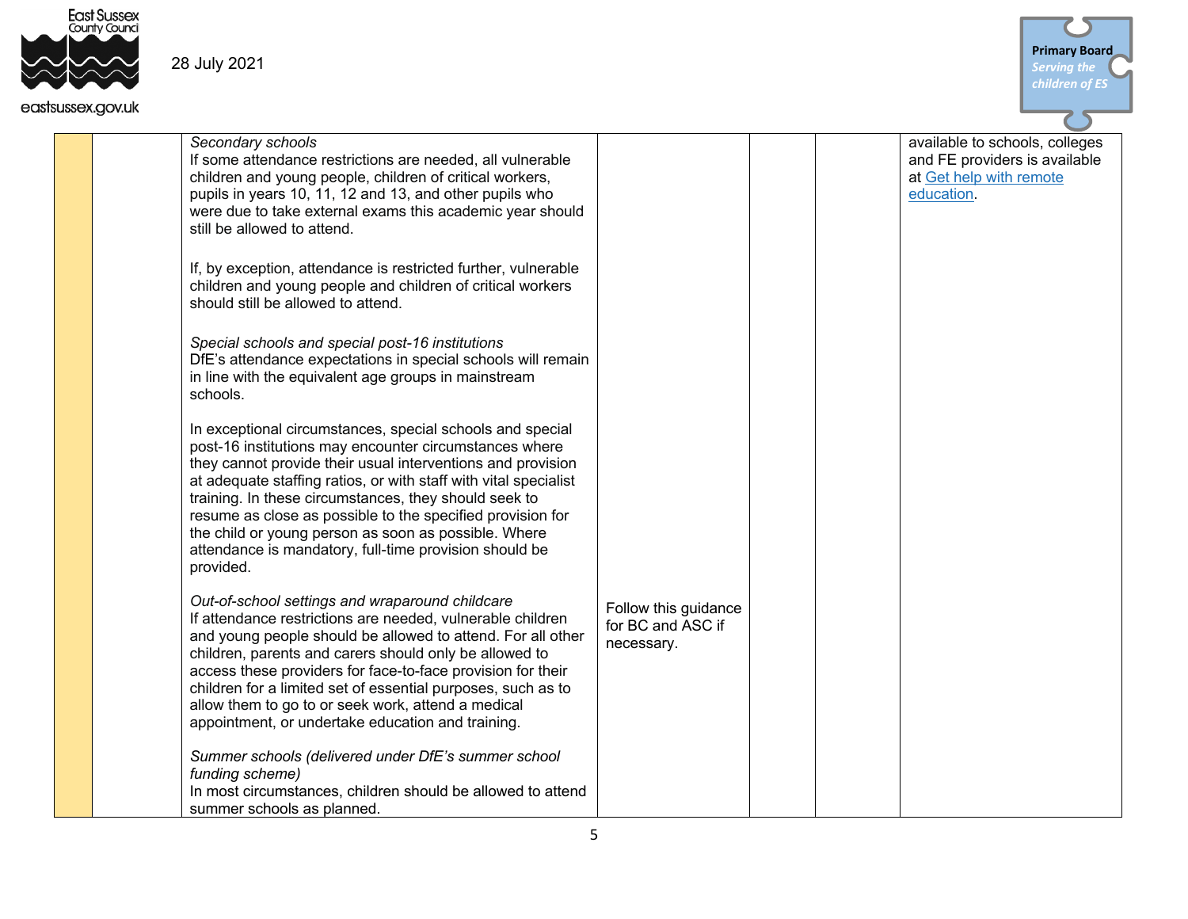| | | | | | | |
|---|---|---|---|---|---|---|
| | | *Secondary schools*<br>If some attendance restrictions are needed, all vulnerable children and young people, children of critical workers, pupils in years 10, 11, 12 and 13, and other pupils who were due to take external exams this academic year should still be allowed to attend.<br><br>If, by exception, attendance is restricted further, vulnerable children and young people and children of critical workers should still be allowed to attend.<br><br>*Special schools and special post-16 institutions*<br>DfE's attendance expectations in special schools will remain in line with the equivalent age groups in mainstream schools.<br><br>In exceptional circumstances, special schools and special post-16 institutions may encounter circumstances where they cannot provide their usual interventions and provision at adequate staffing ratios, or with staff with vital specialist training. In these circumstances, they should seek to resume as close as possible to the specified provision for the child or young person as soon as possible. Where attendance is mandatory, full-time provision should be provided.<br><br>*Out-of-school settings and wraparound childcare*<br>If attendance restrictions are needed, vulnerable children and young people should be allowed to attend. For all other children, parents and carers should only be allowed to access these providers for face-to-face provision for their children for a limited set of essential purposes, such as to allow them to go to or seek work, attend a medical appointment, or undertake education and training.<br><br>*Summer schools (delivered under DfE's summer school funding scheme)*<br>In most circumstances, children should be allowed to attend summer schools as planned. | Follow this guidance for BC and ASC if necessary. | | | available to schools, colleges and FE providers is available at [Get help with remote education](). |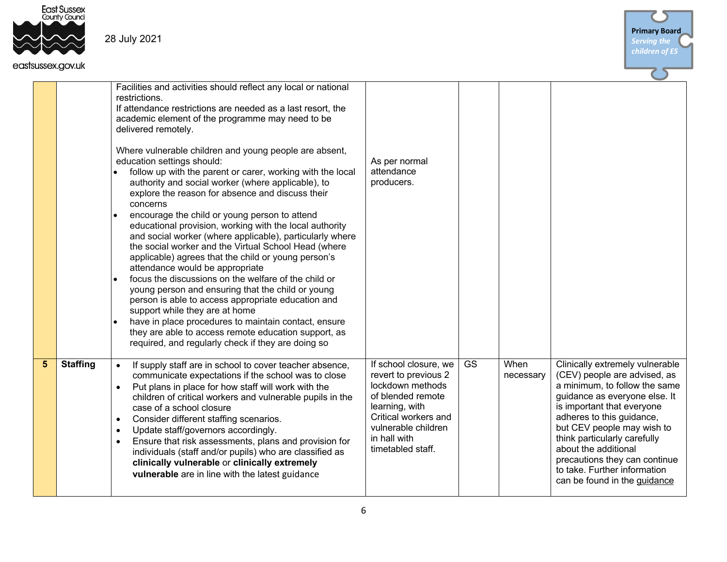| | | | | | | |
|---|---|---|---|---|---|---|
| | | Facilities and activities should reflect any local or national restrictions.<br>If attendance restrictions are needed as a last resort, the academic element of the programme may need to be delivered remotely.<br><br>Where vulnerable children and young people are absent, education settings should:<br>• follow up with the parent or carer, working with the local authority and social worker (where applicable), to explore the reason for absence and discuss their concerns<br>• encourage the child or young person to attend educational provision, working with the local authority and social worker (where applicable), particularly where the social worker and the Virtual School Head (where applicable) agrees that the child or young person's attendance would be appropriate<br>• focus the discussions on the welfare of the child or young person and ensuring that the child or young person is able to access appropriate education and support while they are at home<br>• have in place procedures to maintain contact, ensure they are able to access remote education support, as required, and regularly check if they are doing so | As per normal attendance producers. | | | |
| **5** | **Staffing** | • If supply staff are in school to cover teacher absence, communicate expectations if the school was to close<br>• Put plans in place for how staff will work with the children of critical workers and vulnerable pupils in the case of a school closure<br>• Consider different staffing scenarios.<br>• Update staff/governors accordingly.<br>• Ensure that risk assessments, plans and provision for individuals (staff and/or pupils) who are classified as **clinically vulnerable** or **clinically extremely vulnerable** are in line with the latest guidance | If school closure, we revert to previous 2 lockdown methods of blended remote learning, with Critical workers and vulnerable children in hall with timetabled staff. | GS | When necessary | Clinically extremely vulnerable (CEV) people are advised, as a minimum, to follow the same guidance as everyone else. It is important that everyone adheres to this guidance, but CEV people may wish to think particularly carefully about the additional precautions they can continue to take. Further information can be found in the guidance |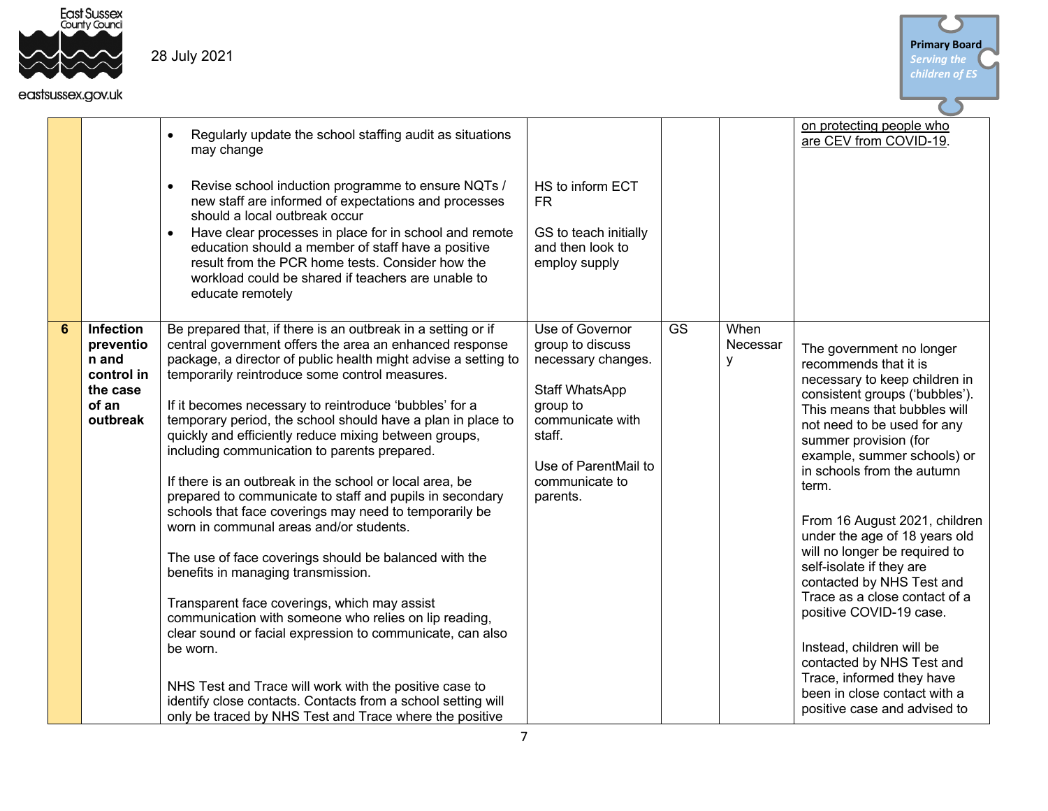| | | | | | | |
|---|---|---|---|---|---|---|
| | | • Regularly update the school staffing audit as situations may change<br><br>• Revise school induction programme to ensure NQTs / new staff are informed of expectations and processes should a local outbreak occur<br>• Have clear processes in place for in school and remote education should a member of staff have a positive result from the PCR home tests. Consider how the workload could be shared if teachers are unable to educate remotely | HS to inform ECT FR<br><br>GS to teach initially and then look to employ supply | | | on protecting people who are CEV from COVID-19. |
| **6** | **Infection prevention and control in the case of an outbreak** | Be prepared that, if there is an outbreak in a setting or if central government offers the area an enhanced response package, a director of public health might advise a setting to temporarily reintroduce some control measures.<br><br>If it becomes necessary to reintroduce 'bubbles' for a temporary period, the school should have a plan in place to quickly and efficiently reduce mixing between groups, including communication to parents prepared.<br><br>If there is an outbreak in the school or local area, be prepared to communicate to staff and pupils in secondary schools that face coverings may need to temporarily be worn in communal areas and/or students.<br><br>The use of face coverings should be balanced with the benefits in managing transmission.<br><br>Transparent face coverings, which may assist communication with someone who relies on lip reading, clear sound or facial expression to communicate, can also be worn.<br><br>NHS Test and Trace will work with the positive case to identify close contacts. Contacts from a school setting will only be traced by NHS Test and Trace where the positive | Use of Governor group to discuss necessary changes.<br><br>Staff WhatsApp group to communicate with staff.<br><br>Use of ParentMail to communicate to parents. | GS | When Necessary | The government no longer recommends that it is necessary to keep children in consistent groups ('bubbles'). This means that bubbles will not need to be used for any summer provision (for example, summer schools) or in schools from the autumn term.<br><br>From 16 August 2021, children under the age of 18 years old will no longer be required to self-isolate if they are contacted by NHS Test and Trace as a close contact of a positive COVID-19 case.<br><br>Instead, children will be contacted by NHS Test and Trace, informed they have been in close contact with a positive case and advised to |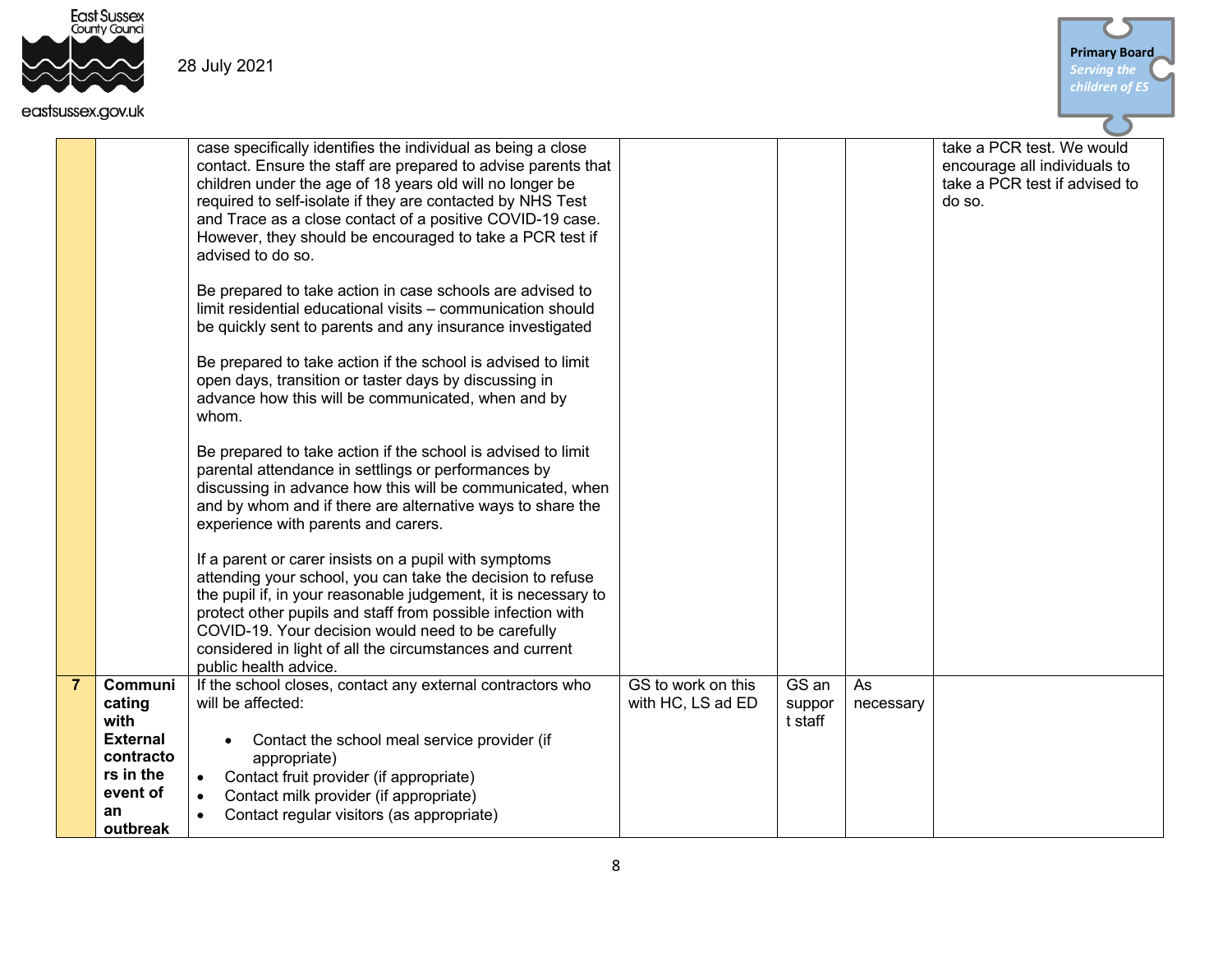| | | | | | | |
|---|---|---|---|---|---|---|
| | | case specifically identifies the individual as being a close contact. Ensure the staff are prepared to advise parents that children under the age of 18 years old will no longer be required to self-isolate if they are contacted by NHS Test and Trace as a close contact of a positive COVID-19 case. However, they should be encouraged to take a PCR test if advised to do so.<br><br>Be prepared to take action in case schools are advised to limit residential educational visits – communication should be quickly sent to parents and any insurance investigated<br><br>Be prepared to take action if the school is advised to limit open days, transition or taster days by discussing in advance how this will be communicated, when and by whom.<br><br>Be prepared to take action if the school is advised to limit parental attendance in settings or performances by discussing in advance how this will be communicated, when and by whom and if there are alternative ways to share the experience with parents and carers.<br><br>If a parent or carer insists on a pupil with symptoms attending your school, you can take the decision to refuse the pupil if, in your reasonable judgement, it is necessary to protect other pupils and staff from possible infection with COVID-19. Your decision would need to be carefully considered in light of all the circumstances and current public health advice. | | | | take a PCR test. We would encourage all individuals to take a PCR test if advised to do so. |
| **7** | **Communicating with External contractors in the event of an outbreak** | If the school closes, contact any external contractors who will be affected:<br><br>• Contact the school meal service provider (if appropriate)<br>• Contact fruit provider (if appropriate)<br>• Contact milk provider (if appropriate)<br>• Contact regular visitors (as appropriate) | GS to work on this with HC, LS ad ED | GS an support staff | As necessary | |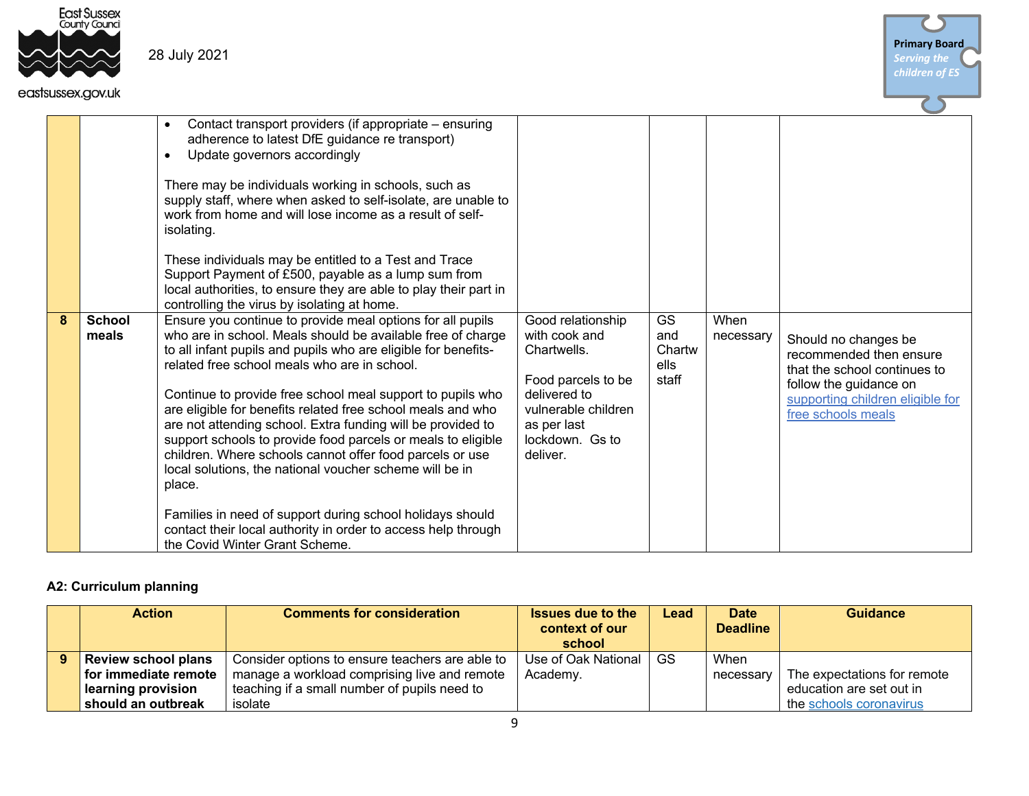|  |  | Contact transport providers (if appropriate – ensuring adherence to latest DfE guidance re transport)<br>Update governors accordingly<br><br>There may be individuals working in schools, such as supply staff, where when asked to self-isolate, are unable to work from home and will lose income as a result of self-isolating.<br><br>These individuals may be entitled to a Test and Trace Support Payment of £500, payable as a lump sum from local authorities, to ensure they are able to play their part in controlling the virus by isolating at home. |  |  |  |  |
|---|---|---|---|---|---|---|
| **8** | **School meals** | Ensure you continue to provide meal options for all pupils who are in school. Meals should be available free of charge to all infant pupils and pupils who are eligible for benefits-related free school meals who are in school.<br><br>Continue to provide free school meal support to pupils who are eligible for benefits related free school meals and who are not attending school. Extra funding will be provided to support schools to provide food parcels or meals to eligible children. Where schools cannot offer food parcels or use local solutions, the national voucher scheme will be in place.<br><br>Families in need of support during school holidays should contact their local authority in order to access help through the Covid Winter Grant Scheme. | Good relationship with cook and Chartwells.<br><br>Food parcels to be delivered to vulnerable children as per last lockdown. Gs to deliver. | GS and Chartwells staff | When necessary | Should no changes be recommended then ensure that the school continues to follow the guidance on [supporting children eligible for free schools meals]() |

### A2: Curriculum planning

|  | Action | Comments for consideration | Issues due to the context of our school | Lead | Date Deadline | Guidance |
|---|---|---|---|---|---|---|
| **9** | **Review school plans for immediate remote learning provision should an outbreak** | Consider options to ensure teachers are able to manage a workload comprising live and remote teaching if a small number of pupils need to isolate | Use of Oak National Academy. | GS | When necessary | The expectations for remote education are set out in the [schools coronavirus]() |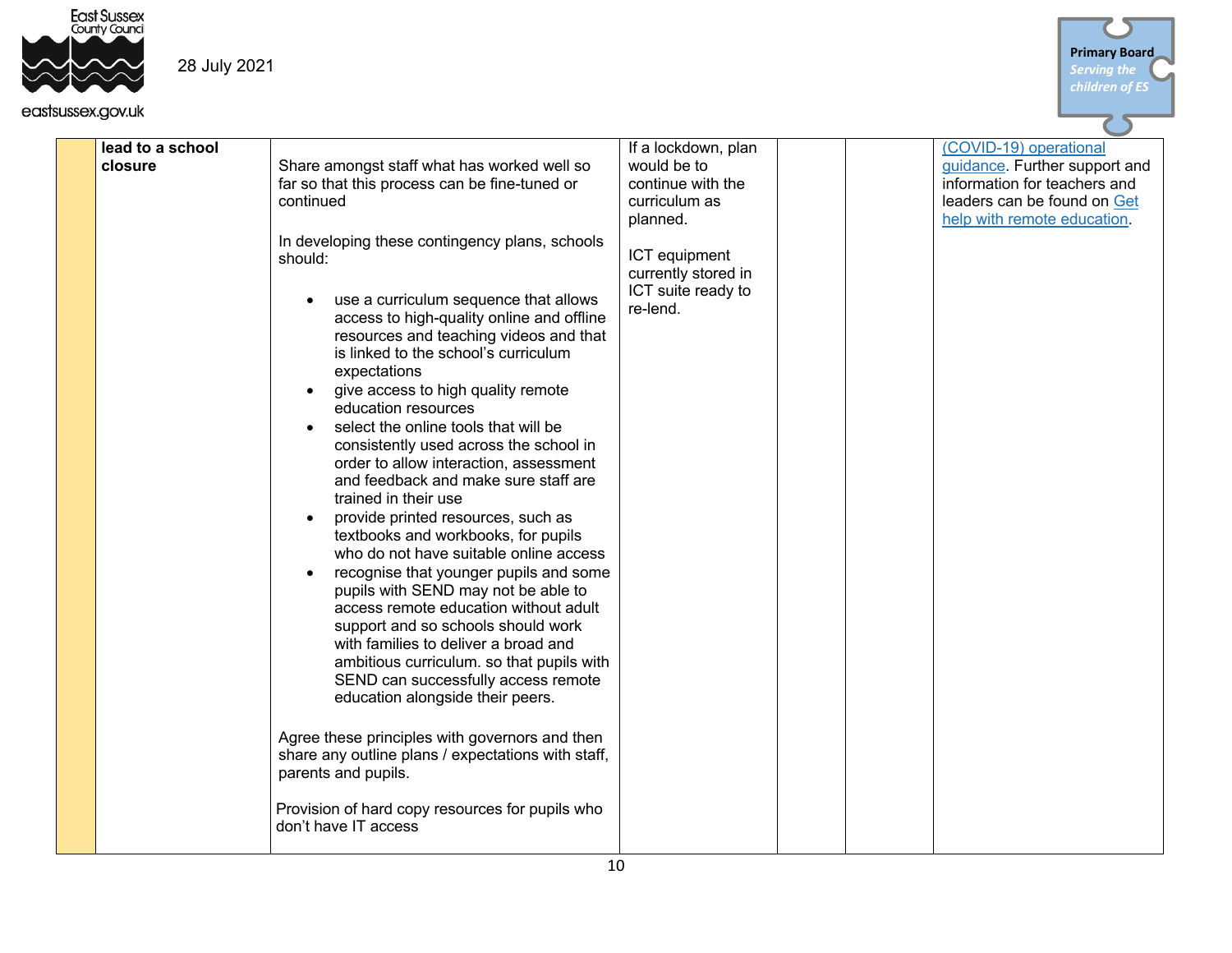| | | | | | | |
|---|---|---|---|---|---|---|
| | **lead to a school closure** | Share amongst staff what has worked well so far so that this process can be fine-tuned or continued<br><br>In developing these contingency plans, schools should:<br><br>• use a curriculum sequence that allows access to high-quality online and offline resources and teaching videos and that is linked to the school's curriculum expectations<br>• give access to high quality remote education resources<br>• select the online tools that will be consistently used across the school in order to allow interaction, assessment and feedback and make sure staff are trained in their use<br>• provide printed resources, such as textbooks and workbooks, for pupils who do not have suitable online access<br>• recognise that younger pupils and some pupils with SEND may not be able to access remote education without adult support and so schools should work with families to deliver a broad and ambitious curriculum. so that pupils with SEND can successfully access remote education alongside their peers.<br><br>Agree these principles with governors and then share any outline plans / expectations with staff, parents and pupils.<br><br>Provision of hard copy resources for pupils who don't have IT access | If a lockdown, plan would be to continue with the curriculum as planned.<br><br>ICT equipment currently stored in ICT suite ready to re-lend. | | | (COVID-19) operational guidance. Further support and information for teachers and leaders can be found on Get help with remote education. |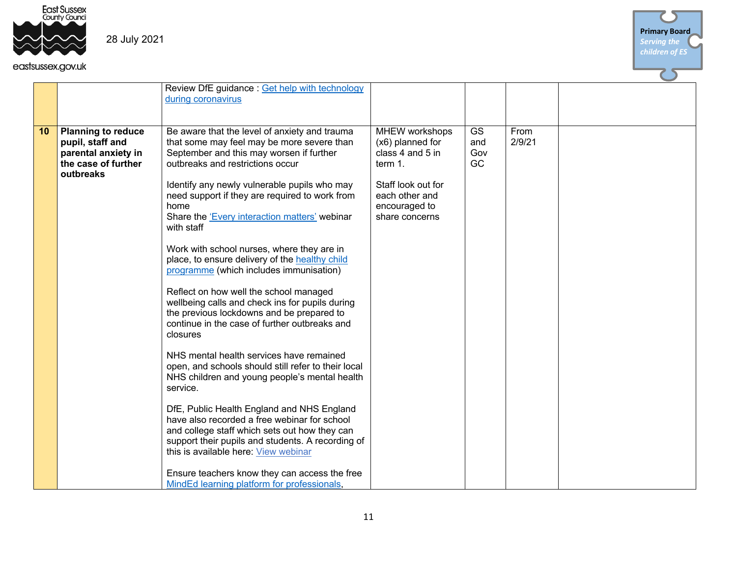28 July 2021

| | | | | | | |
|---|---|---|---|---|---|---|
| | | Review DfE guidance : [Get help with technology during coronavirus]() | | | | |
| **10** | **Planning to reduce pupil, staff and parental anxiety in the case of further outbreaks** | Be aware that the level of anxiety and trauma that some may feel may be more severe than September and this may worsen if further outbreaks and restrictions occur<br><br>Identify any newly vulnerable pupils who may need support if they are required to work from home<br>Share the ['Every interaction matters']() webinar with staff<br><br>Work with school nurses, where they are in place, to ensure delivery of the [healthy child programme]() (which includes immunisation)<br><br>Reflect on how well the school managed wellbeing calls and check ins for pupils during the previous lockdowns and be prepared to continue in the case of further outbreaks and closures<br><br>NHS mental health services have remained open, and schools should still refer to their local NHS children and young people's mental health service.<br><br>DfE, Public Health England and NHS England have also recorded a free webinar for school and college staff which sets out how they can support their pupils and students. A recording of this is available here: [View webinar]()<br><br>Ensure teachers know they can access the free [MindEd learning platform for professionals](), | MHEW workshops (x6) planned for class 4 and 5 in term 1.<br><br>Staff look out for each other and encouraged to share concerns | GS and Gov GC | From 2/9/21 | |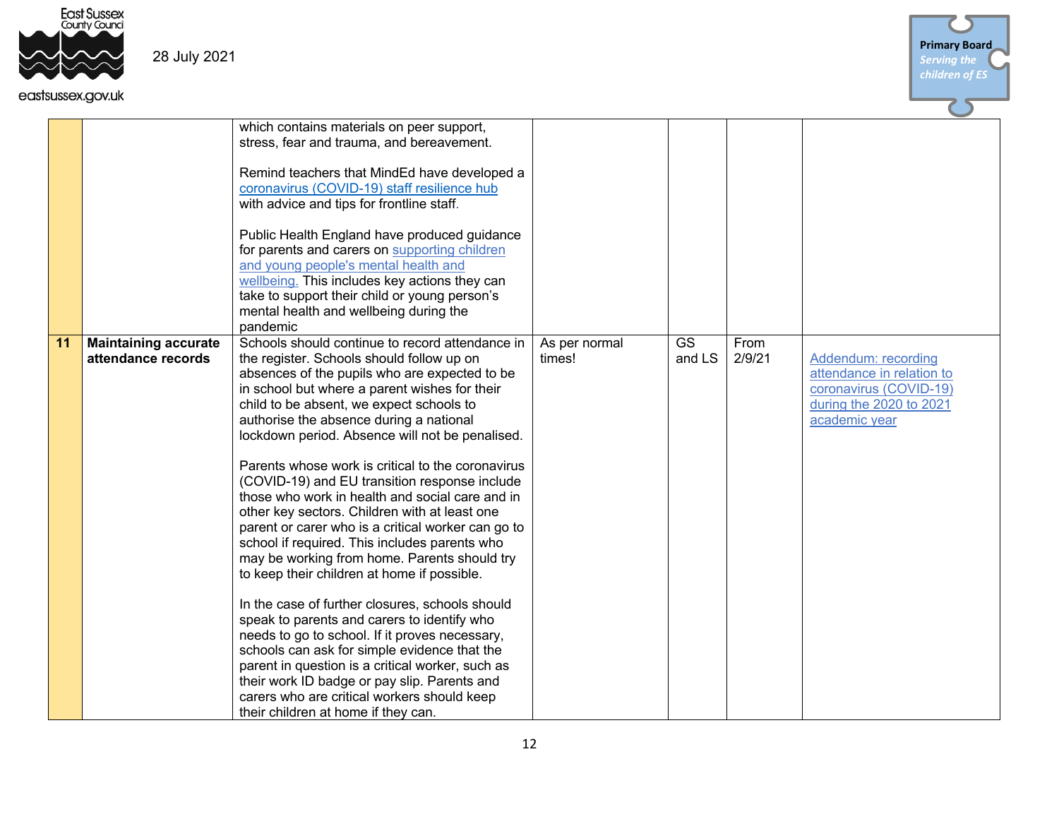|  |  |  |  |  |  |  |
|---|---|---|---|---|---|---|
|  |  | which contains materials on peer support, stress, fear and trauma, and bereavement.<br><br>Remind teachers that MindEd have developed a coronavirus (COVID-19) staff resilience hub with advice and tips for frontline staff.<br><br>Public Health England have produced guidance for parents and carers on supporting children and young people's mental health and wellbeing. This includes key actions they can take to support their child or young person's mental health and wellbeing during the pandemic |  |  |  |  |
| **11** | **Maintaining accurate attendance records** | Schools should continue to record attendance in the register. Schools should follow up on absences of the pupils who are expected to be in school but where a parent wishes for their child to be absent, we expect schools to authorise the absence during a national lockdown period. Absence will not be penalised.<br><br>Parents whose work is critical to the coronavirus (COVID-19) and EU transition response include those who work in health and social care and in other key sectors. Children with at least one parent or carer who is a critical worker can go to school if required. This includes parents who may be working from home. Parents should try to keep their children at home if possible.<br><br>In the case of further closures, schools should speak to parents and carers to identify who needs to go to school. If it proves necessary, schools can ask for simple evidence that the parent in question is a critical worker, such as their work ID badge or pay slip. Parents and carers who are critical workers should keep their children at home if they can. | As per normal times! | GS and LS | From 2/9/21 | Addendum: recording attendance in relation to coronavirus (COVID-19) during the 2020 to 2021 academic year |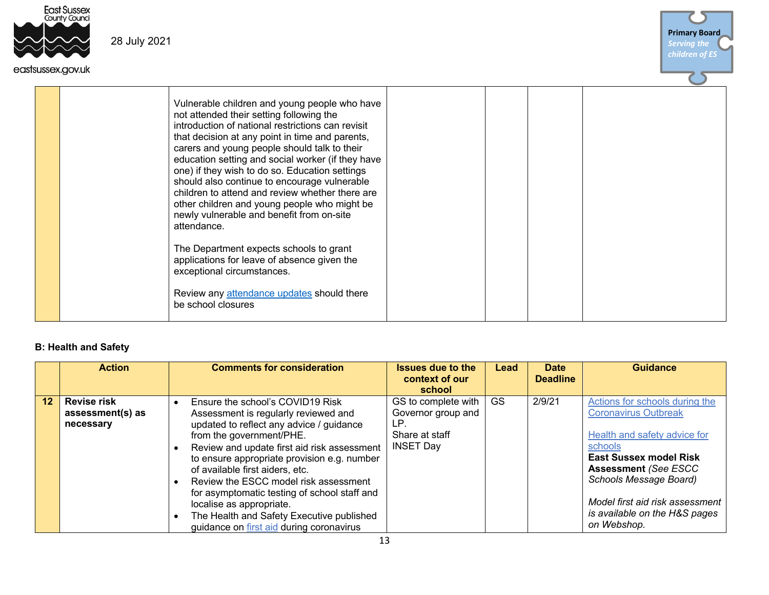| | | | | | | |
|---|---|---|---|---|---|---|
| | | Vulnerable children and young people who have not attended their setting following the introduction of national restrictions can revisit that decision at any point in time and parents, carers and young people should talk to their education setting and social worker (if they have one) if they wish to do so. Education settings should also continue to encourage vulnerable children to attend and review whether there are other children and young people who might be newly vulnerable and benefit from on-site attendance.<br><br>The Department expects schools to grant applications for leave of absence given the exceptional circumstances.<br><br>Review any attendance updates should there be school closures | | | | |

**B: Health and Safety**

| | Action | Comments for consideration | Issues due to the context of our school | Lead | Date Deadline | Guidance |
|---|---|---|---|---|---|---|
| **12** | **Revise risk assessment(s) as necessary** | • Ensure the school's COVID19 Risk Assessment is regularly reviewed and updated to reflect any advice / guidance from the government/PHE.<br>• Review and update first aid risk assessment to ensure appropriate provision e.g. number of available first aiders, etc.<br>• Review the ESCC model risk assessment for asymptomatic testing of school staff and localise as appropriate.<br>• The Health and Safety Executive published guidance on first aid during coronavirus | GS to complete with Governor group and LP.<br>Share at staff INSET Day | GS | 2/9/21 | Actions for schools during the Coronavirus Outbreak<br><br>Health and safety advice for schools<br>**East Sussex model Risk Assessment** *(See ESCC Schools Message Board)*<br><br>*Model first aid risk assessment is available on the H&S pages on Webshop.* |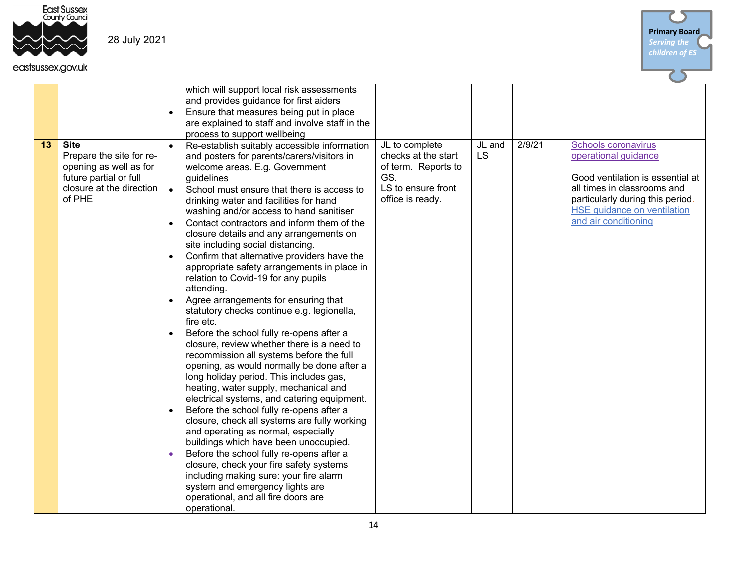| | | | | | | |
|---|---|---|---|---|---|---|
| | | which will support local risk assessments and provides guidance for first aiders<br>• Ensure that measures being put in place are explained to staff and involve staff in the process to support wellbeing | | | | |
| **13** | **Site**<br>Prepare the site for re-opening as well as for future partial or full closure at the direction of PHE | • Re-establish suitably accessible information and posters for parents/carers/visitors in welcome areas. E.g. Government guidelines<br>• School must ensure that there is access to drinking water and facilities for hand washing and/or access to hand sanitiser<br>• Contact contractors and inform them of the closure details and any arrangements on site including social distancing.<br>• Confirm that alternative providers have the appropriate safety arrangements in place in relation to Covid-19 for any pupils attending.<br>• Agree arrangements for ensuring that statutory checks continue e.g. legionella, fire etc.<br>• Before the school fully re-opens after a closure, review whether there is a need to recommission all systems before the full opening, as would normally be done after a long holiday period. This includes gas, heating, water supply, mechanical and electrical systems, and catering equipment.<br>• Before the school fully re-opens after a closure, check all systems are fully working and operating as normal, especially buildings which have been unoccupied.<br>• Before the school fully re-opens after a closure, check your fire safety systems including making sure: your fire alarm system and emergency lights are operational, and all fire doors are operational. | JL to complete checks at the start of term. Reports to GS.<br>LS to ensure front office is ready. | JL and LS | 2/9/21 | Schools coronavirus operational guidance<br><br>Good ventilation is essential at all times in classrooms and particularly during this period.<br>HSE guidance on ventilation and air conditioning |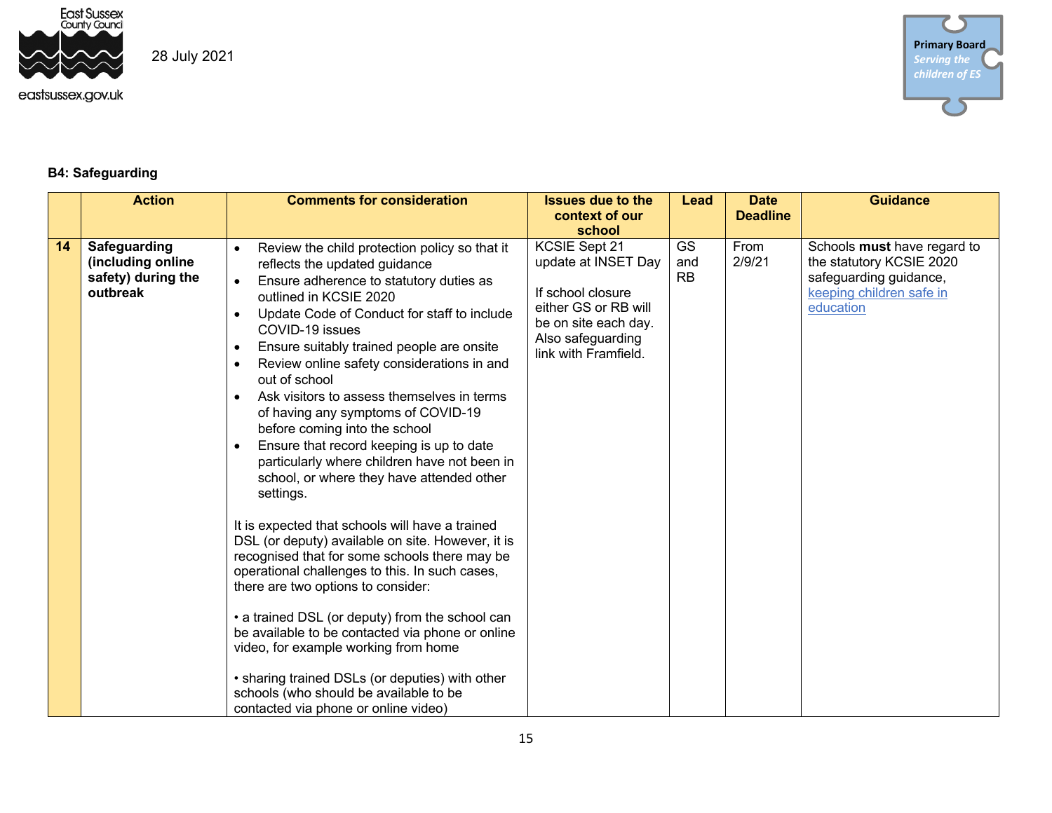28 July 2021

**B4: Safeguarding**

| | Action | Comments for consideration | Issues due to the context of our school | Lead | Date Deadline | Guidance |
|---|---|---|---|---|---|---|
| **14** | **Safeguarding (including online safety) during the outbreak** | • Review the child protection policy so that it reflects the updated guidance<br>• Ensure adherence to statutory duties as outlined in KCSIE 2020<br>• Update Code of Conduct for staff to include COVID-19 issues<br>• Ensure suitably trained people are onsite<br>• Review online safety considerations in and out of school<br>• Ask visitors to assess themselves in terms of having any symptoms of COVID-19 before coming into the school<br>• Ensure that record keeping is up to date particularly where children have not been in school, or where they have attended other settings.<br><br>It is expected that schools will have a trained DSL (or deputy) available on site. However, it is recognised that for some schools there may be operational challenges to this. In such cases, there are two options to consider:<br><br>• a trained DSL (or deputy) from the school can be available to be contacted via phone or online video, for example working from home<br><br>• sharing trained DSLs (or deputies) with other schools (who should be available to be contacted via phone or online video) | KCSIE Sept 21 update at INSET Day<br><br>If school closure either GS or RB will be on site each day. Also safeguarding link with Framfield. | GS and RB | From 2/9/21 | Schools **must** have regard to the statutory KCSIE 2020 safeguarding guidance, keeping children safe in education |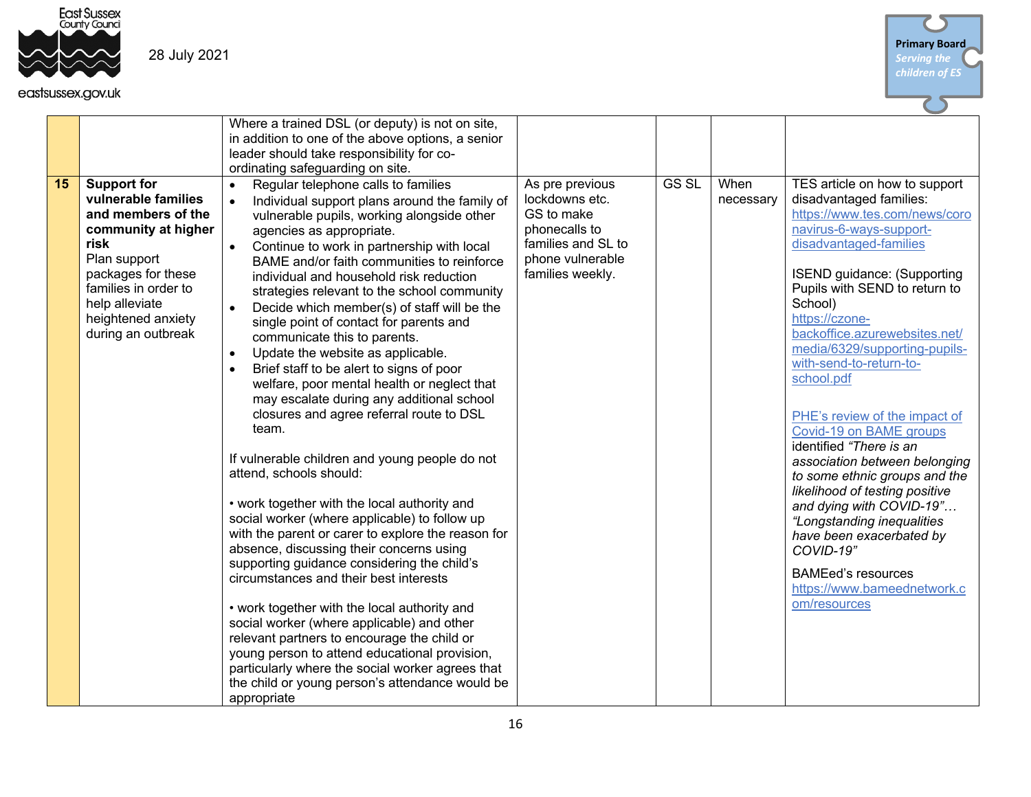28 July 2021

| | | | | | | |
|---|---|---|---|---|---|---|
| | | Where a trained DSL (or deputy) is not on site, in addition to one of the above options, a senior leader should take responsibility for co-ordinating safeguarding on site. | | | | |
| **15** | **Support for vulnerable families and members of the community at higher risk**<br>Plan support packages for these families in order to help alleviate heightened anxiety during an outbreak | • Regular telephone calls to families<br>• Individual support plans around the family of vulnerable pupils, working alongside other agencies as appropriate.<br>• Continue to work in partnership with local BAME and/or faith communities to reinforce individual and household risk reduction strategies relevant to the school community<br>• Decide which member(s) of staff will be the single point of contact for parents and communicate this to parents.<br>• Update the website as applicable.<br>• Brief staff to be alert to signs of poor welfare, poor mental health or neglect that may escalate during any additional school closures and agree referral route to DSL team.<br><br>If vulnerable children and young people do not attend, schools should:<br><br>• work together with the local authority and social worker (where applicable) to follow up with the parent or carer to explore the reason for absence, discussing their concerns using supporting guidance considering the child's circumstances and their best interests<br><br>• work together with the local authority and social worker (where applicable) and other relevant partners to encourage the child or young person to attend educational provision, particularly where the social worker agrees that the child or young person's attendance would be appropriate | As pre previous lockdowns etc. GS to make phonecalls to families and SL to phone vulnerable families weekly. | GS SL | When necessary | TES article on how to support disadvantaged families: https://www.tes.com/news/coronavirus-6-ways-support-disadvantaged-families<br><br>ISEND guidance: (Supporting Pupils with SEND to return to School) https://czone-backoffice.azurewebsites.net/media/6329/supporting-pupils-with-send-to-return-to-school.pdf<br><br>PHE's review of the impact of Covid-19 on BAME groups identified *"There is an association between belonging to some ethnic groups and the likelihood of testing positive and dying with COVID-19"… "Longstanding inequalities have been exacerbated by COVID-19"*<br><br>BAMEed's resources https://www.bameednetwork.com/resources |